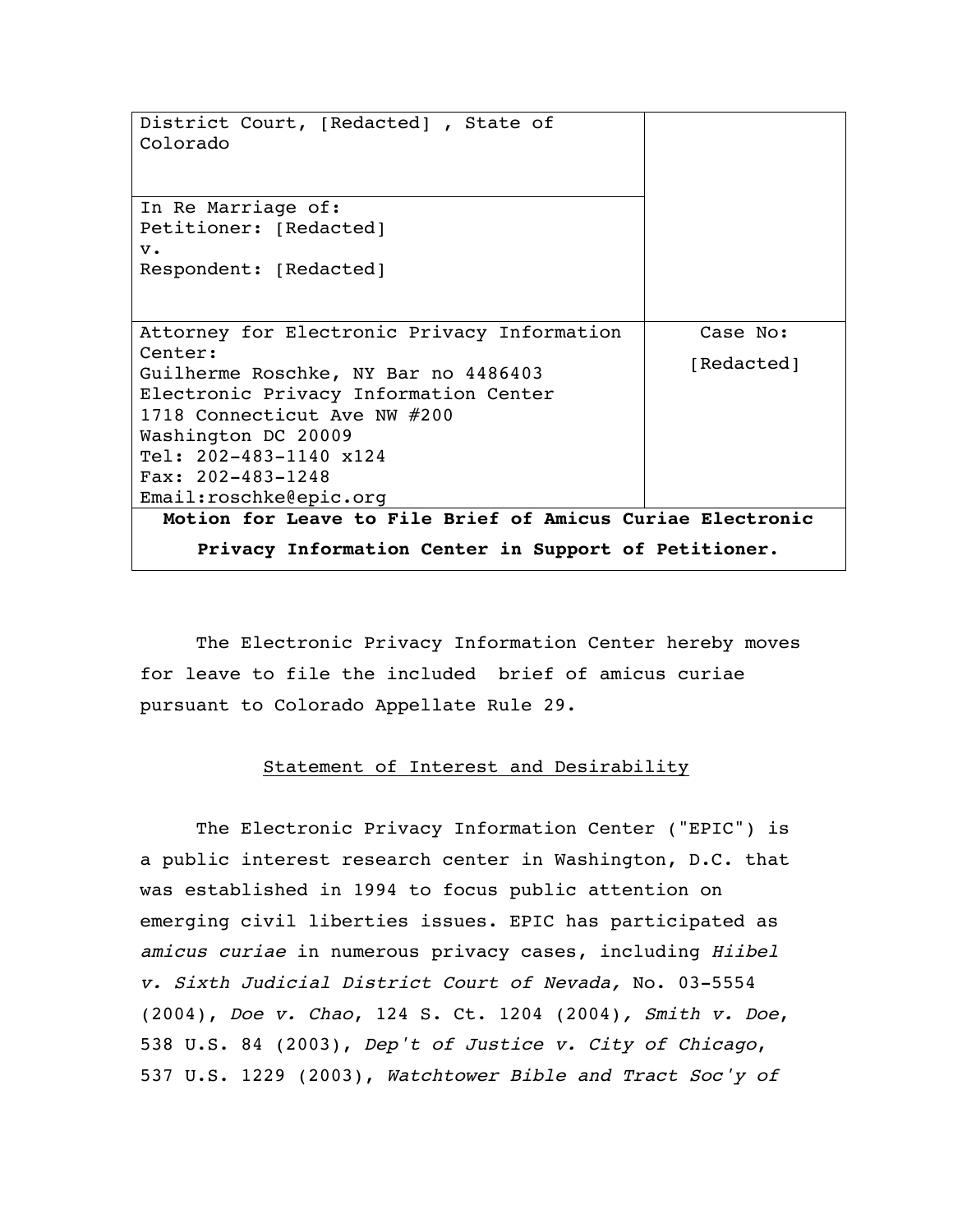| | |
|---|---|
| District Court, [Redacted] , State of Colorado | |
| In Re Marriage of:<br>Petitioner: [Redacted]<br>v.<br>Respondent: [Redacted] | |
| Attorney for Electronic Privacy Information Center:<br>Guilherme Roschke, NY Bar no 4486403<br>Electronic Privacy Information Center<br>1718 Connecticut Ave NW #200<br>Washington DC 20009<br>Tel: 202-483-1140 x124<br>Fax: 202-483-1248<br>Email:roschke@epic.org | Case No:<br>[Redacted] |
| **Motion for Leave to File Brief of Amicus Curiae Electronic Privacy Information Center in Support of Petitioner.** | |

The Electronic Privacy Information Center hereby moves for leave to file the included brief of amicus curiae pursuant to Colorado Appellate Rule 29.

## Statement of Interest and Desirability

The Electronic Privacy Information Center ("EPIC") is a public interest research center in Washington, D.C. that was established in 1994 to focus public attention on emerging civil liberties issues. EPIC has participated as *amicus curiae* in numerous privacy cases, including *Hiibel v. Sixth Judicial District Court of Nevada,* No. 03-5554 (2004), *Doe v. Chao*, 124 S. Ct. 1204 (2004), *Smith v. Doe*, 538 U.S. 84 (2003), *Dep't of Justice v. City of Chicago*, 537 U.S. 1229 (2003), *Watchtower Bible and Tract Soc'y of*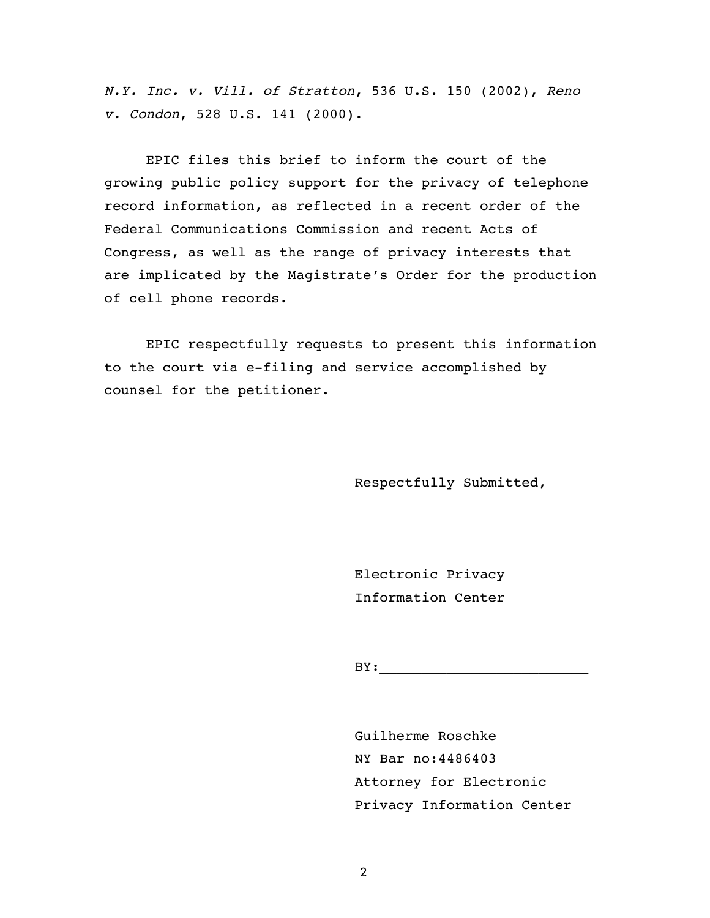*N.Y. Inc. v. Vill. of Stratton*, 536 U.S. 150 (2002), *Reno v. Condon*, 528 U.S. 141 (2000).

EPIC files this brief to inform the court of the growing public policy support for the privacy of telephone record information, as reflected in a recent order of the Federal Communications Commission and recent Acts of Congress, as well as the range of privacy interests that are implicated by the Magistrate's Order for the production of cell phone records.

EPIC respectfully requests to present this information to the court via e-filing and service accomplished by counsel for the petitioner.

Respectfully Submitted,

Electronic Privacy
Information Center

BY:________________________

Guilherme Roschke
NY Bar no:4486403
Attorney for Electronic
Privacy Information Center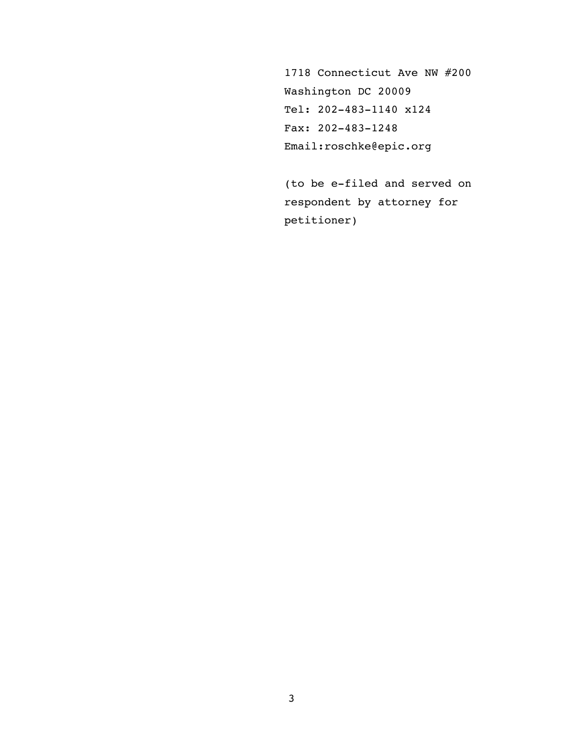1718 Connecticut Ave NW #200
Washington DC 20009
Tel: 202-483-1140 x124
Fax: 202-483-1248
Email:roschke@epic.org

(to be e-filed and served on respondent by attorney for petitioner)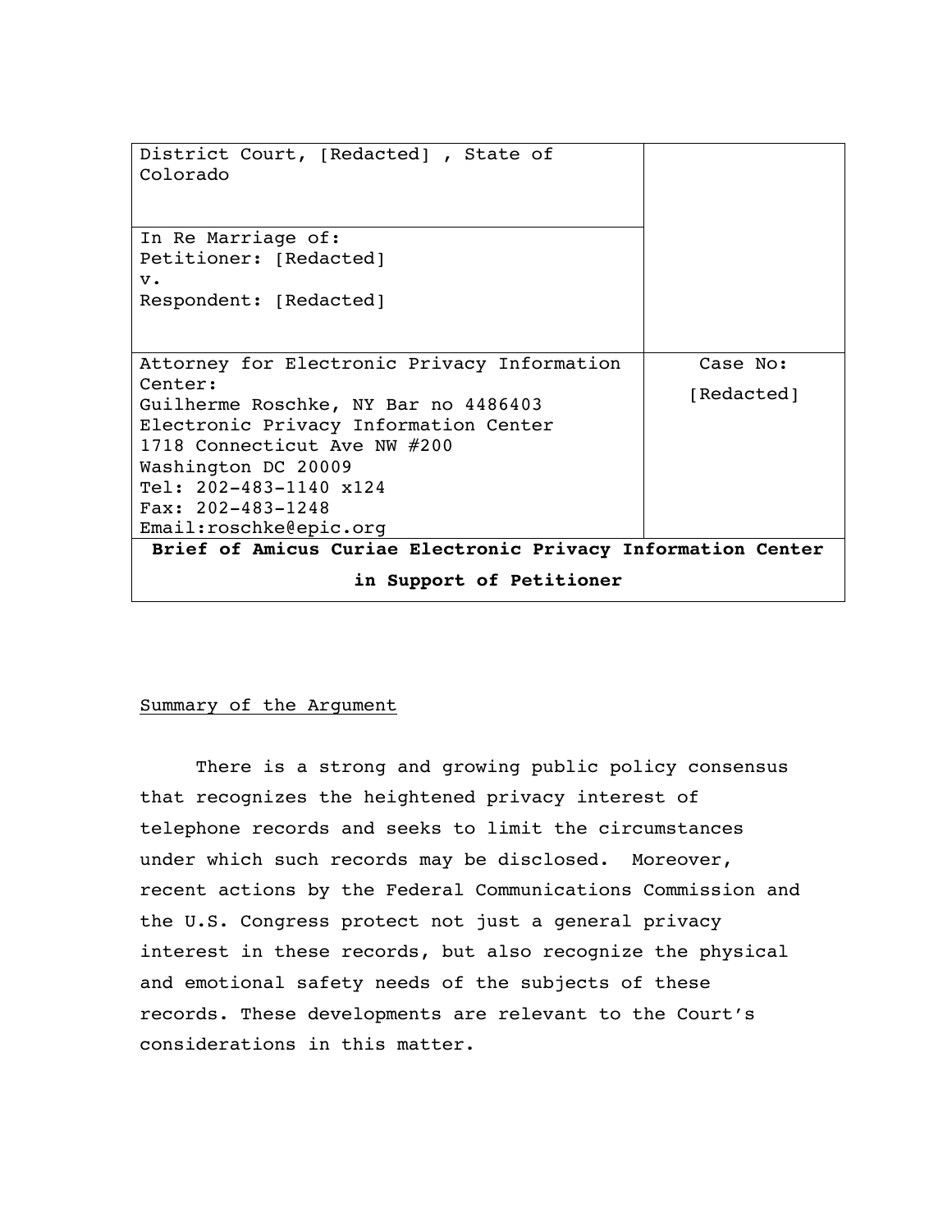| | |
|---|---|
| District Court, [Redacted] , State of Colorado | |
| In Re Marriage of:<br>Petitioner: [Redacted]<br>v.<br>Respondent: [Redacted] | |
| Attorney for Electronic Privacy Information Center:<br>Guilherme Roschke, NY Bar no 4486403<br>Electronic Privacy Information Center<br>1718 Connecticut Ave NW #200<br>Washington DC 20009<br>Tel: 202-483-1140 x124<br>Fax: 202-483-1248<br>Email:roschke@epic.org | Case No:<br>[Redacted] |
| **Brief of Amicus Curiae Electronic Privacy Information Center in Support of Petitioner** | |

## Summary of the Argument

There is a strong and growing public policy consensus that recognizes the heightened privacy interest of telephone records and seeks to limit the circumstances under which such records may be disclosed. Moreover, recent actions by the Federal Communications Commission and the U.S. Congress protect not just a general privacy interest in these records, but also recognize the physical and emotional safety needs of the subjects of these records. These developments are relevant to the Court's considerations in this matter.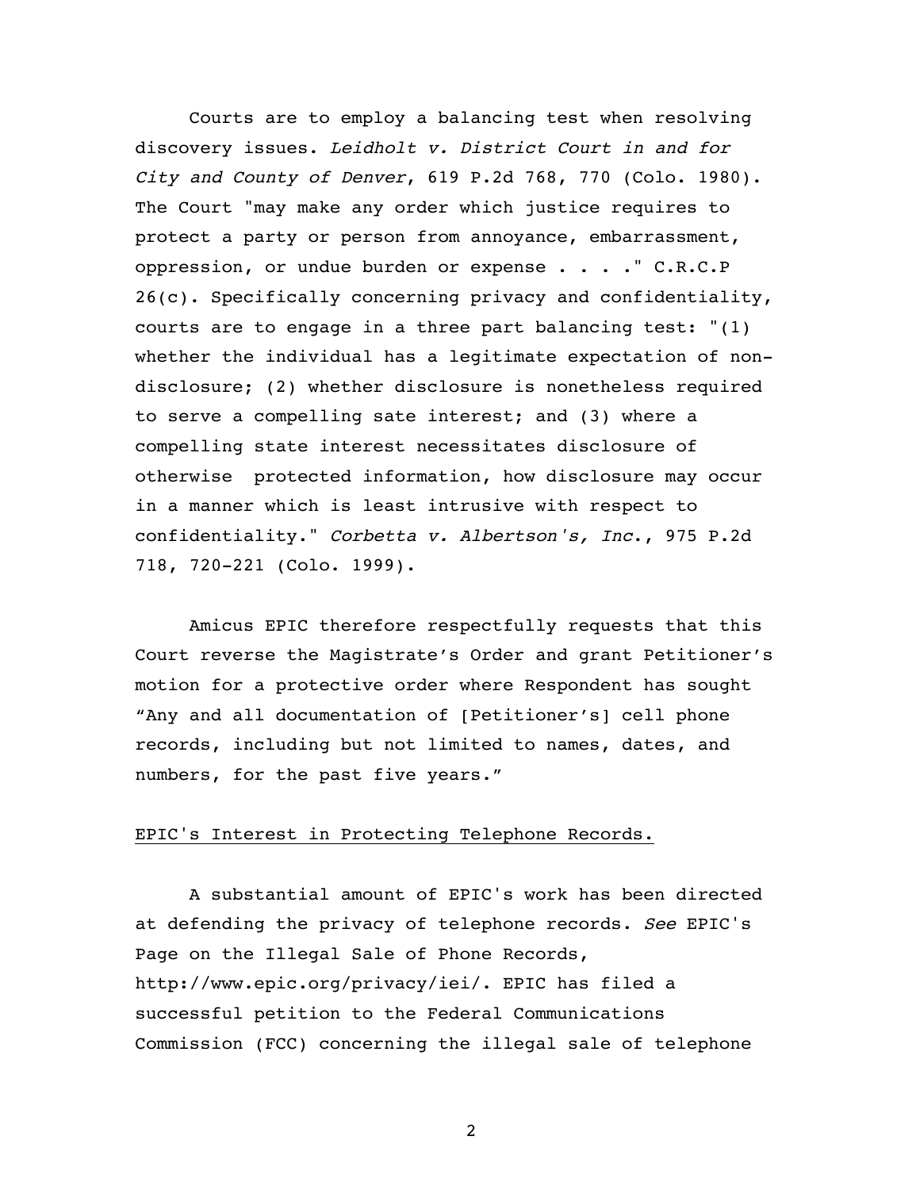Courts are to employ a balancing test when resolving discovery issues. *Leidholt v. District Court in and for City and County of Denver*, 619 P.2d 768, 770 (Colo. 1980). The Court "may make any order which justice requires to protect a party or person from annoyance, embarrassment, oppression, or undue burden or expense . . . ." C.R.C.P 26(c). Specifically concerning privacy and confidentiality, courts are to engage in a three part balancing test: "(1) whether the individual has a legitimate expectation of non-disclosure; (2) whether disclosure is nonetheless required to serve a compelling sate interest; and (3) where a compelling state interest necessitates disclosure of otherwise protected information, how disclosure may occur in a manner which is least intrusive with respect to confidentiality." *Corbetta v. Albertson's, Inc.*, 975 P.2d 718, 720-221 (Colo. 1999).

Amicus EPIC therefore respectfully requests that this Court reverse the Magistrate's Order and grant Petitioner's motion for a protective order where Respondent has sought "Any and all documentation of [Petitioner's] cell phone records, including but not limited to names, dates, and numbers, for the past five years."

<u>EPIC's Interest in Protecting Telephone Records.</u>

A substantial amount of EPIC's work has been directed at defending the privacy of telephone records. *See* EPIC's Page on the Illegal Sale of Phone Records, http://www.epic.org/privacy/iei/. EPIC has filed a successful petition to the Federal Communications Commission (FCC) concerning the illegal sale of telephone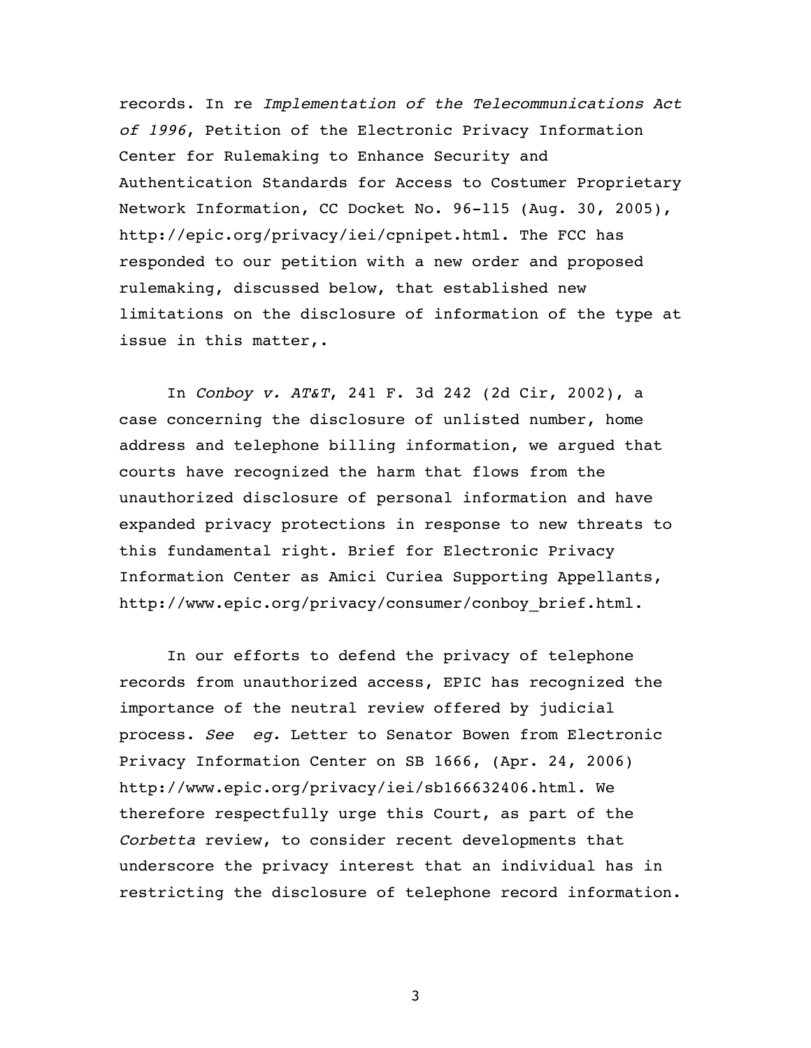records. In re *Implementation of the Telecommunications Act of 1996*, Petition of the Electronic Privacy Information Center for Rulemaking to Enhance Security and Authentication Standards for Access to Costumer Proprietary Network Information, CC Docket No. 96-115 (Aug. 30, 2005), http://epic.org/privacy/iei/cpnipet.html. The FCC has responded to our petition with a new order and proposed rulemaking, discussed below, that established new limitations on the disclosure of information of the type at issue in this matter,.

In *Conboy v. AT&T*, 241 F. 3d 242 (2d Cir, 2002), a case concerning the disclosure of unlisted number, home address and telephone billing information, we argued that courts have recognized the harm that flows from the unauthorized disclosure of personal information and have expanded privacy protections in response to new threats to this fundamental right. Brief for Electronic Privacy Information Center as Amici Curiea Supporting Appellants, http://www.epic.org/privacy/consumer/conboy_brief.html.

In our efforts to defend the privacy of telephone records from unauthorized access, EPIC has recognized the importance of the neutral review offered by judicial process. *See eg.* Letter to Senator Bowen from Electronic Privacy Information Center on SB 1666, (Apr. 24, 2006) http://www.epic.org/privacy/iei/sb166632406.html. We therefore respectfully urge this Court, as part of the *Corbetta* review, to consider recent developments that underscore the privacy interest that an individual has in restricting the disclosure of telephone record information.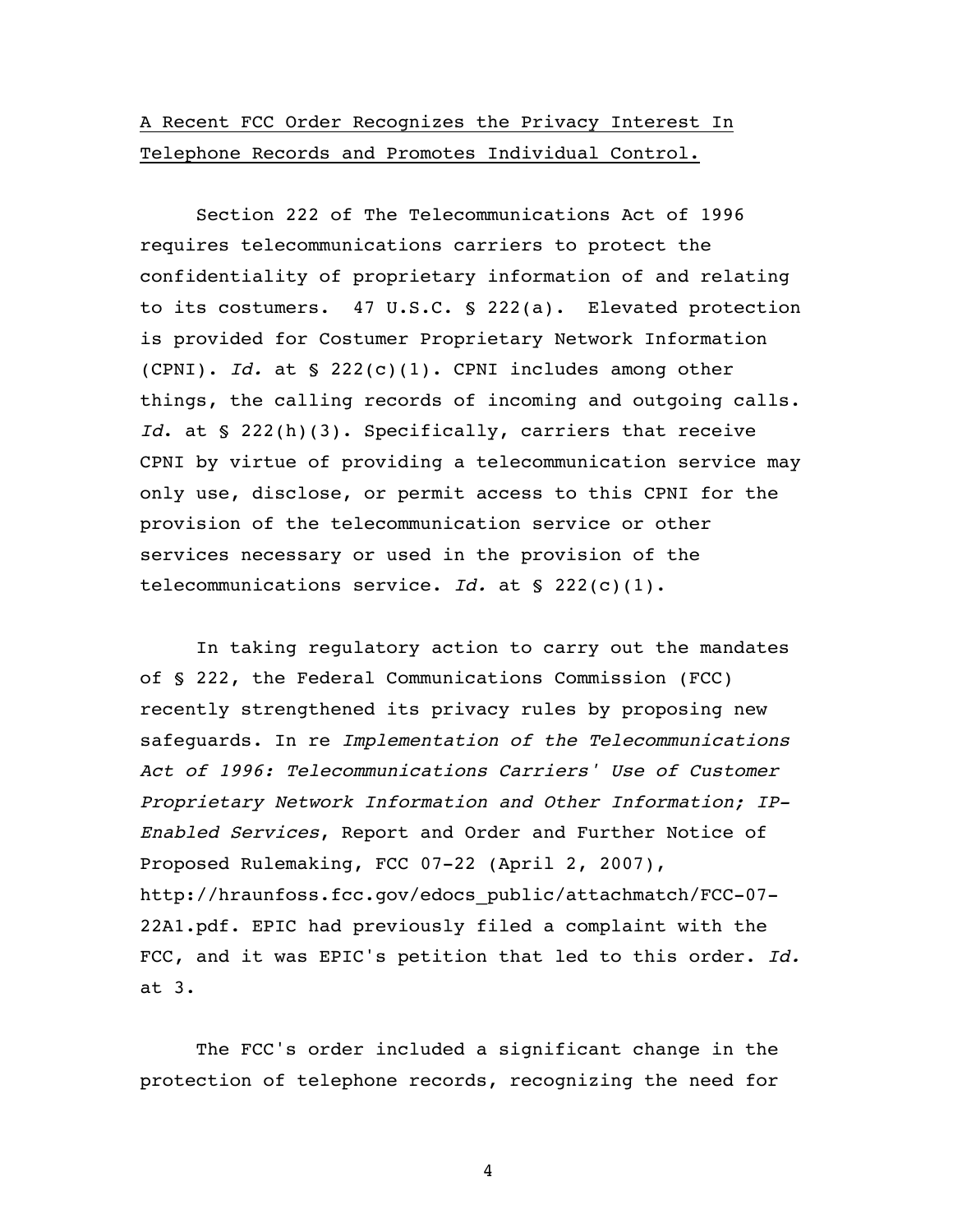<u>A Recent FCC Order Recognizes the Privacy Interest In Telephone Records and Promotes Individual Control.</u>

Section 222 of The Telecommunications Act of 1996 requires telecommunications carriers to protect the confidentiality of proprietary information of and relating to its costumers. 47 U.S.C. § 222(a). Elevated protection is provided for Costumer Proprietary Network Information (CPNI). *Id.* at § 222(c)(1). CPNI includes among other things, the calling records of incoming and outgoing calls. *Id*. at § 222(h)(3). Specifically, carriers that receive CPNI by virtue of providing a telecommunication service may only use, disclose, or permit access to this CPNI for the provision of the telecommunication service or other services necessary or used in the provision of the telecommunications service. *Id.* at § 222(c)(1).

In taking regulatory action to carry out the mandates of § 222, the Federal Communications Commission (FCC) recently strengthened its privacy rules by proposing new safeguards. In re *Implementation of the Telecommunications Act of 1996: Telecommunications Carriers' Use of Customer Proprietary Network Information and Other Information; IP-Enabled Services*, Report and Order and Further Notice of Proposed Rulemaking, FCC 07-22 (April 2, 2007), http://hraunfoss.fcc.gov/edocs_public/attachmatch/FCC-07-22A1.pdf. EPIC had previously filed a complaint with the FCC, and it was EPIC's petition that led to this order. *Id.* at 3.

The FCC's order included a significant change in the protection of telephone records, recognizing the need for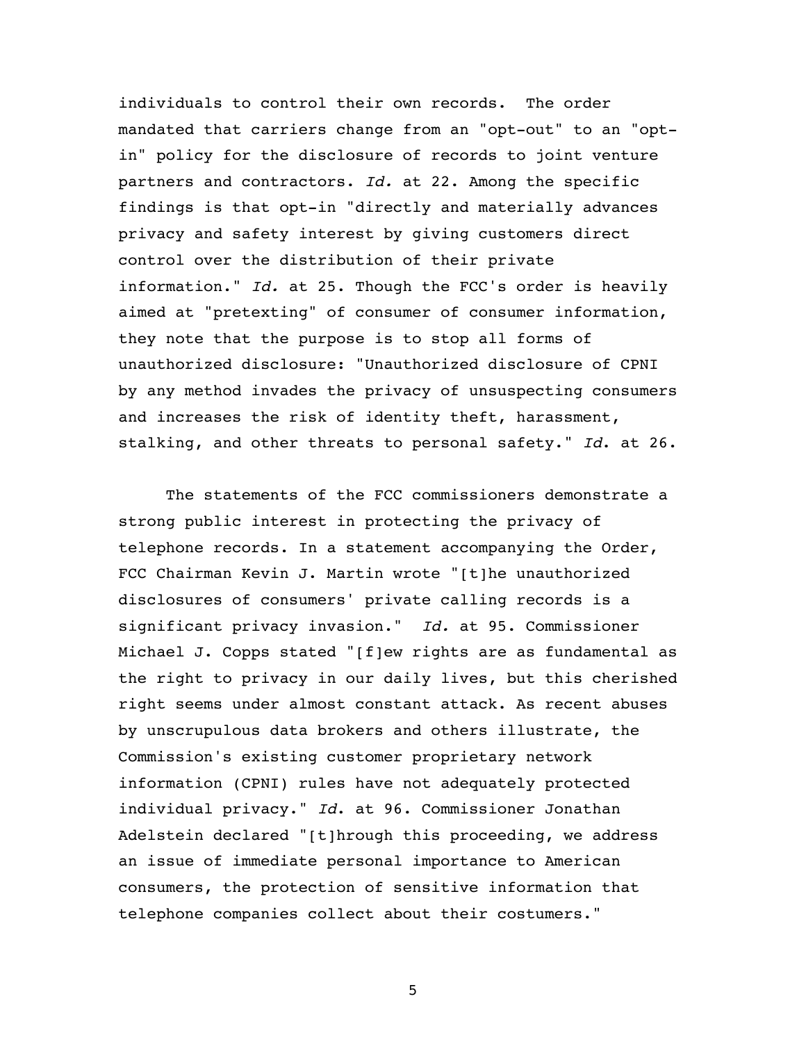individuals to control their own records. The order mandated that carriers change from an "opt-out" to an "opt-in" policy for the disclosure of records to joint venture partners and contractors. *Id.* at 22. Among the specific findings is that opt-in "directly and materially advances privacy and safety interest by giving customers direct control over the distribution of their private information." *Id.* at 25. Though the FCC's order is heavily aimed at "pretexting" of consumer of consumer information, they note that the purpose is to stop all forms of unauthorized disclosure: "Unauthorized disclosure of CPNI by any method invades the privacy of unsuspecting consumers and increases the risk of identity theft, harassment, stalking, and other threats to personal safety." *Id*. at 26.

The statements of the FCC commissioners demonstrate a strong public interest in protecting the privacy of telephone records. In a statement accompanying the Order, FCC Chairman Kevin J. Martin wrote "[t]he unauthorized disclosures of consumers' private calling records is a significant privacy invasion." *Id.* at 95. Commissioner Michael J. Copps stated "[f]ew rights are as fundamental as the right to privacy in our daily lives, but this cherished right seems under almost constant attack. As recent abuses by unscrupulous data brokers and others illustrate, the Commission's existing customer proprietary network information (CPNI) rules have not adequately protected individual privacy." *Id*. at 96. Commissioner Jonathan Adelstein declared "[t]hrough this proceeding, we address an issue of immediate personal importance to American consumers, the protection of sensitive information that telephone companies collect about their costumers."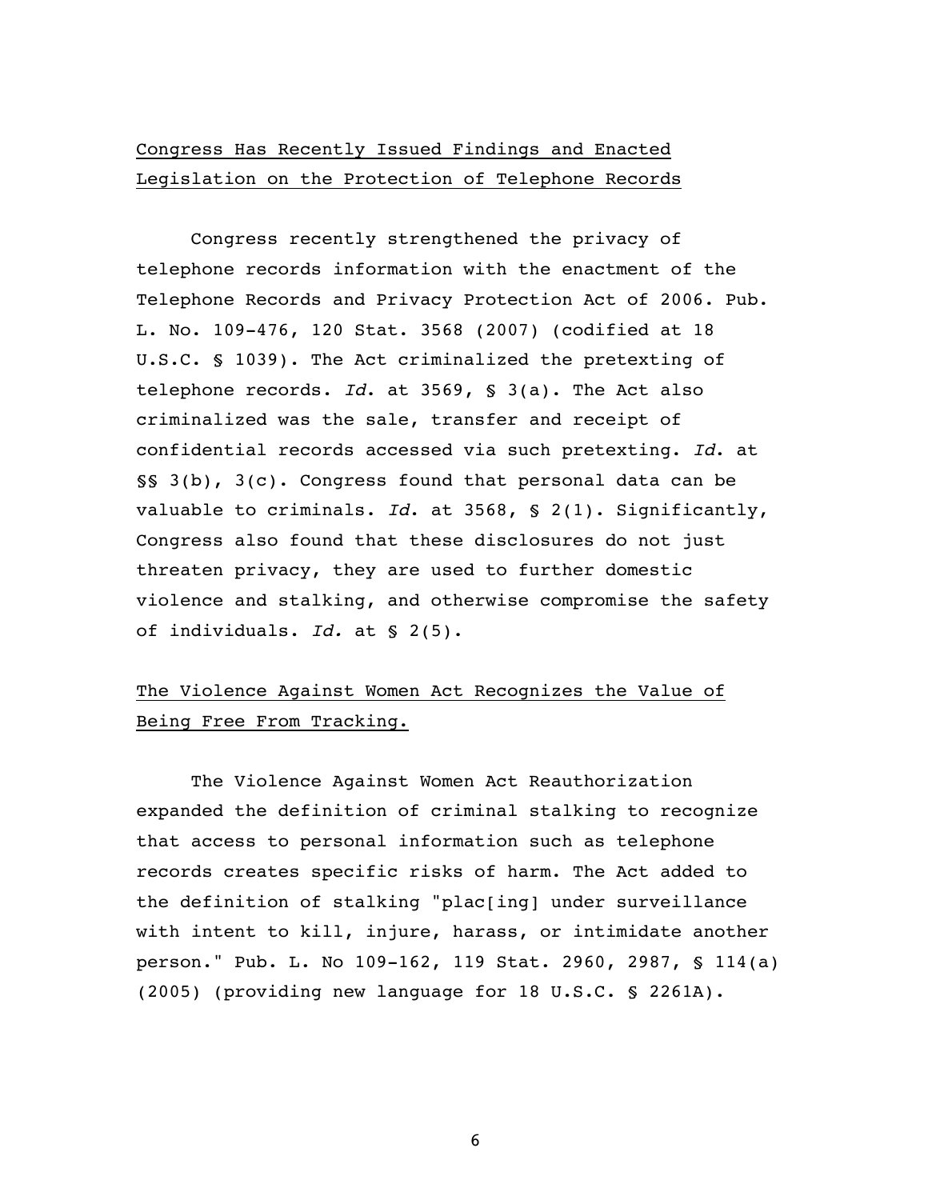<u>Congress Has Recently Issued Findings and Enacted Legislation on the Protection of Telephone Records</u>

Congress recently strengthened the privacy of telephone records information with the enactment of the Telephone Records and Privacy Protection Act of 2006. Pub. L. No. 109-476, 120 Stat. 3568 (2007) (codified at 18 U.S.C. § 1039). The Act criminalized the pretexting of telephone records. *Id.* at 3569, § 3(a). The Act also criminalized was the sale, transfer and receipt of confidential records accessed via such pretexting. *Id.* at §§ 3(b), 3(c). Congress found that personal data can be valuable to criminals. *Id.* at 3568, § 2(1). Significantly, Congress also found that these disclosures do not just threaten privacy, they are used to further domestic violence and stalking, and otherwise compromise the safety of individuals. *Id.* at § 2(5).

<u>The Violence Against Women Act Recognizes the Value of Being Free From Tracking.</u>

The Violence Against Women Act Reauthorization expanded the definition of criminal stalking to recognize that access to personal information such as telephone records creates specific risks of harm. The Act added to the definition of stalking "plac[ing] under surveillance with intent to kill, injure, harass, or intimidate another person." Pub. L. No 109-162, 119 Stat. 2960, 2987, § 114(a) (2005) (providing new language for 18 U.S.C. § 2261A).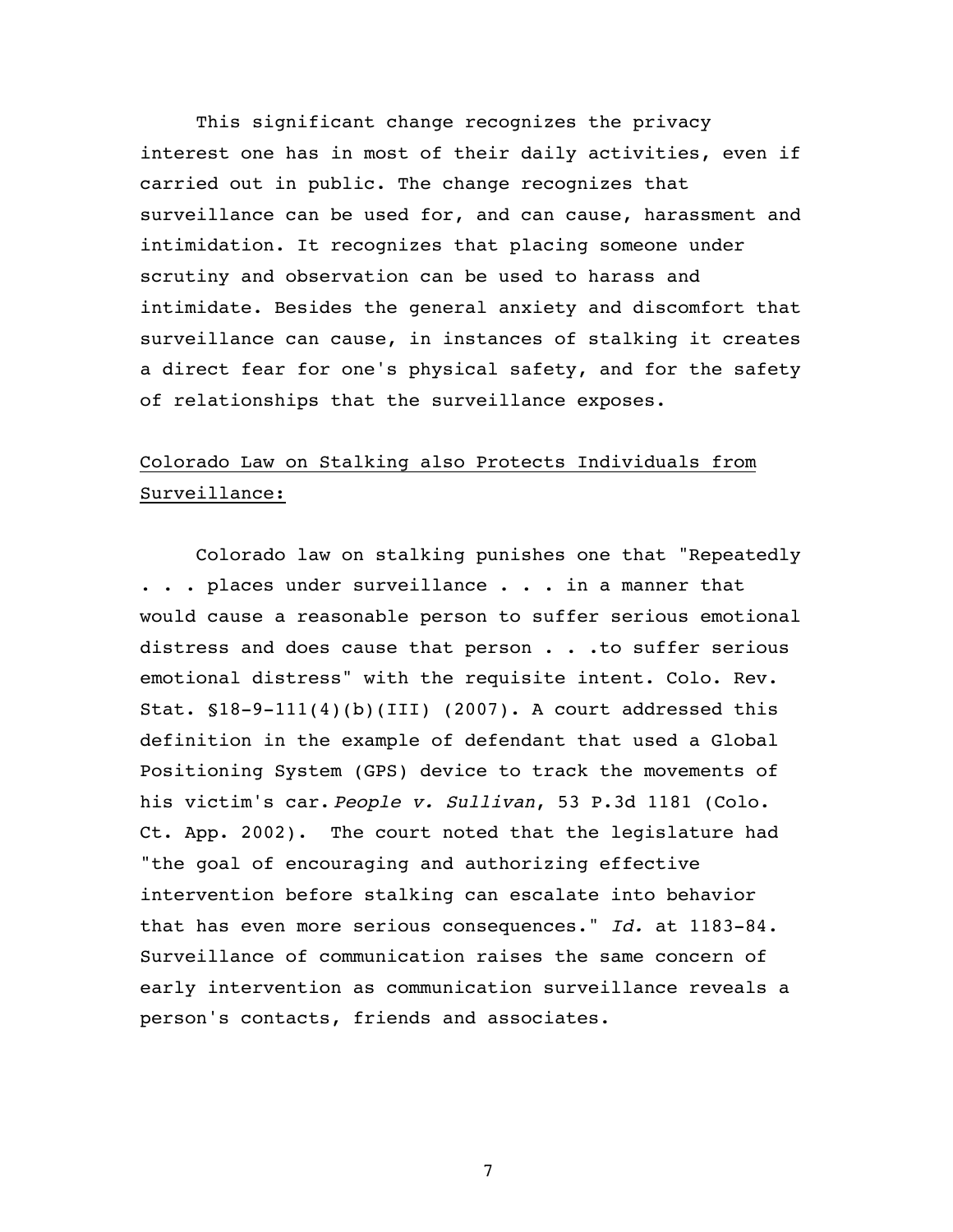This significant change recognizes the privacy interest one has in most of their daily activities, even if carried out in public. The change recognizes that surveillance can be used for, and can cause, harassment and intimidation. It recognizes that placing someone under scrutiny and observation can be used to harass and intimidate. Besides the general anxiety and discomfort that surveillance can cause, in instances of stalking it creates a direct fear for one's physical safety, and for the safety of relationships that the surveillance exposes.

<u>Colorado Law on Stalking also Protects Individuals from Surveillance:</u>

Colorado law on stalking punishes one that "Repeatedly . . . places under surveillance . . . in a manner that would cause a reasonable person to suffer serious emotional distress and does cause that person . . .to suffer serious emotional distress" with the requisite intent. Colo. Rev. Stat. §18-9-111(4)(b)(III) (2007). A court addressed this definition in the example of defendant that used a Global Positioning System (GPS) device to track the movements of his victim's car. *People v. Sullivan*, 53 P.3d 1181 (Colo. Ct. App. 2002). The court noted that the legislature had "the goal of encouraging and authorizing effective intervention before stalking can escalate into behavior that has even more serious consequences." *Id.* at 1183-84. Surveillance of communication raises the same concern of early intervention as communication surveillance reveals a person's contacts, friends and associates.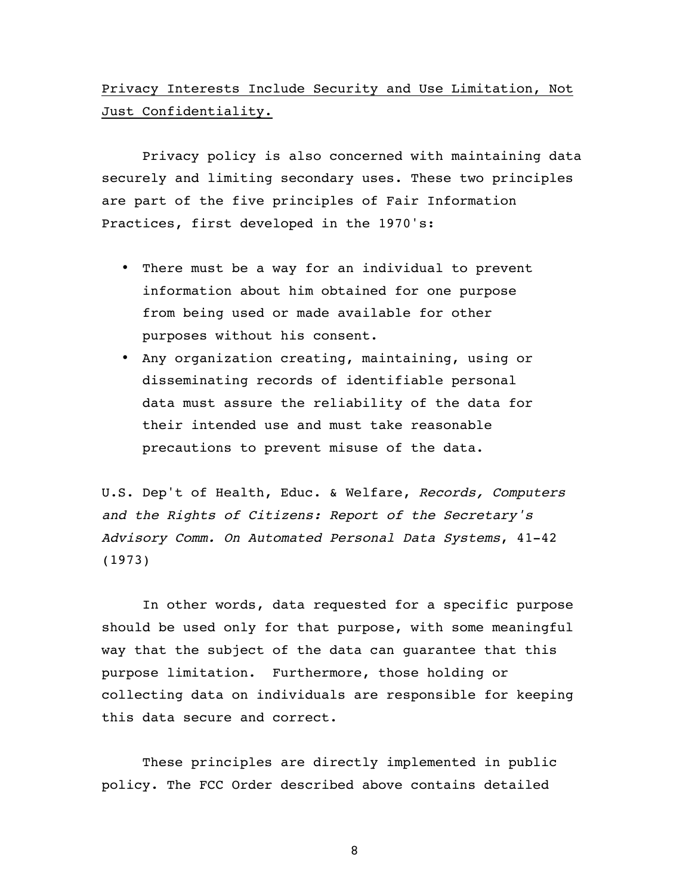<u>Privacy Interests Include Security and Use Limitation, Not Just Confidentiality.</u>

Privacy policy is also concerned with maintaining data securely and limiting secondary uses. These two principles are part of the five principles of Fair Information Practices, first developed in the 1970's:

- There must be a way for an individual to prevent information about him obtained for one purpose from being used or made available for other purposes without his consent.
- Any organization creating, maintaining, using or disseminating records of identifiable personal data must assure the reliability of the data for their intended use and must take reasonable precautions to prevent misuse of the data.

U.S. Dep't of Health, Educ. & Welfare, *Records, Computers and the Rights of Citizens: Report of the Secretary's Advisory Comm. On Automated Personal Data Systems*, 41-42 (1973)

In other words, data requested for a specific purpose should be used only for that purpose, with some meaningful way that the subject of the data can guarantee that this purpose limitation. Furthermore, those holding or collecting data on individuals are responsible for keeping this data secure and correct.

These principles are directly implemented in public policy. The FCC Order described above contains detailed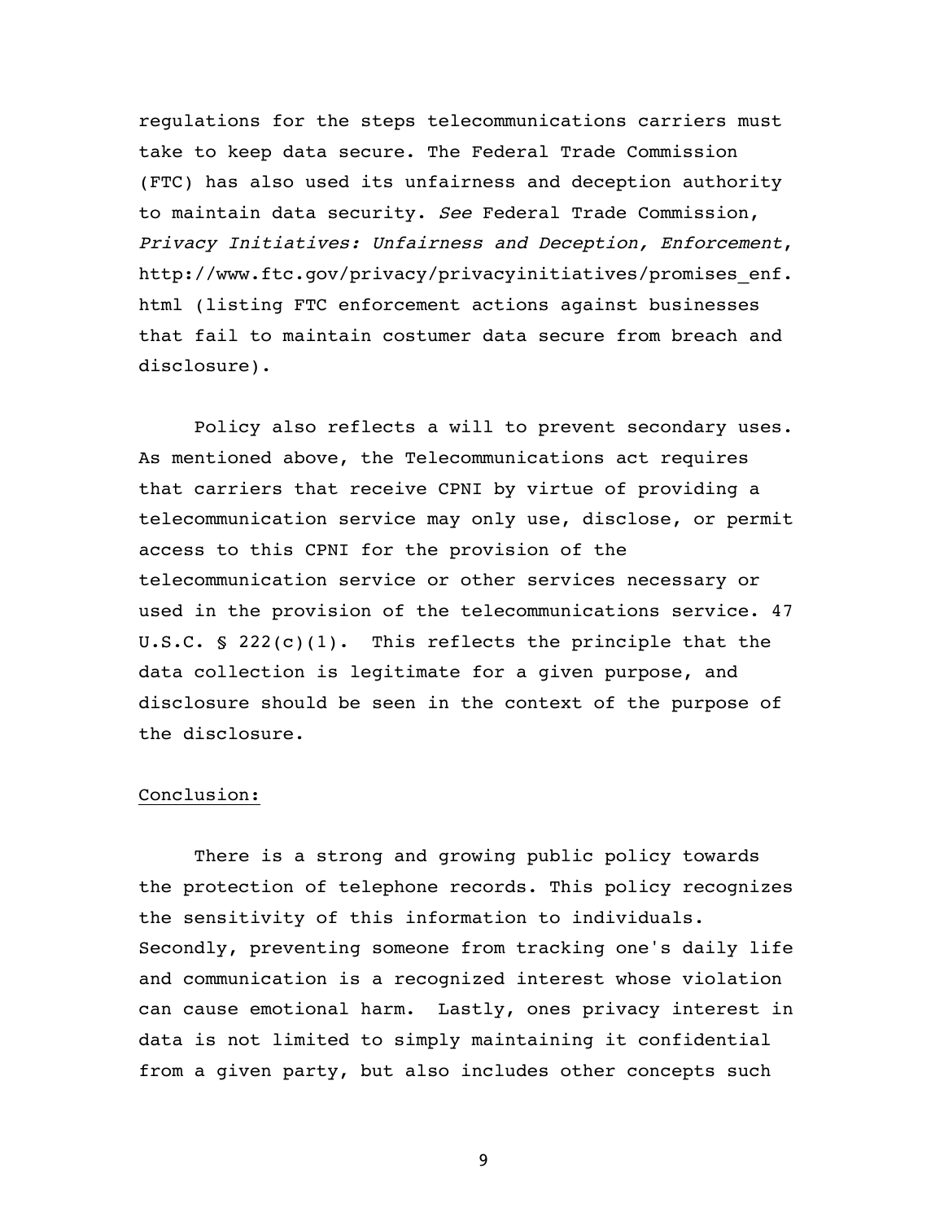regulations for the steps telecommunications carriers must take to keep data secure. The Federal Trade Commission (FTC) has also used its unfairness and deception authority to maintain data security. *See* Federal Trade Commission, *Privacy Initiatives: Unfairness and Deception, Enforcement*, http://www.ftc.gov/privacy/privacyinitiatives/promises_enf.html (listing FTC enforcement actions against businesses that fail to maintain costumer data secure from breach and disclosure).

Policy also reflects a will to prevent secondary uses. As mentioned above, the Telecommunications act requires that carriers that receive CPNI by virtue of providing a telecommunication service may only use, disclose, or permit access to this CPNI for the provision of the telecommunication service or other services necessary or used in the provision of the telecommunications service. 47 U.S.C. § 222(c)(1). This reflects the principle that the data collection is legitimate for a given purpose, and disclosure should be seen in the context of the purpose of the disclosure.

<u>Conclusion:</u>

There is a strong and growing public policy towards the protection of telephone records. This policy recognizes the sensitivity of this information to individuals. Secondly, preventing someone from tracking one's daily life and communication is a recognized interest whose violation can cause emotional harm. Lastly, ones privacy interest in data is not limited to simply maintaining it confidential from a given party, but also includes other concepts such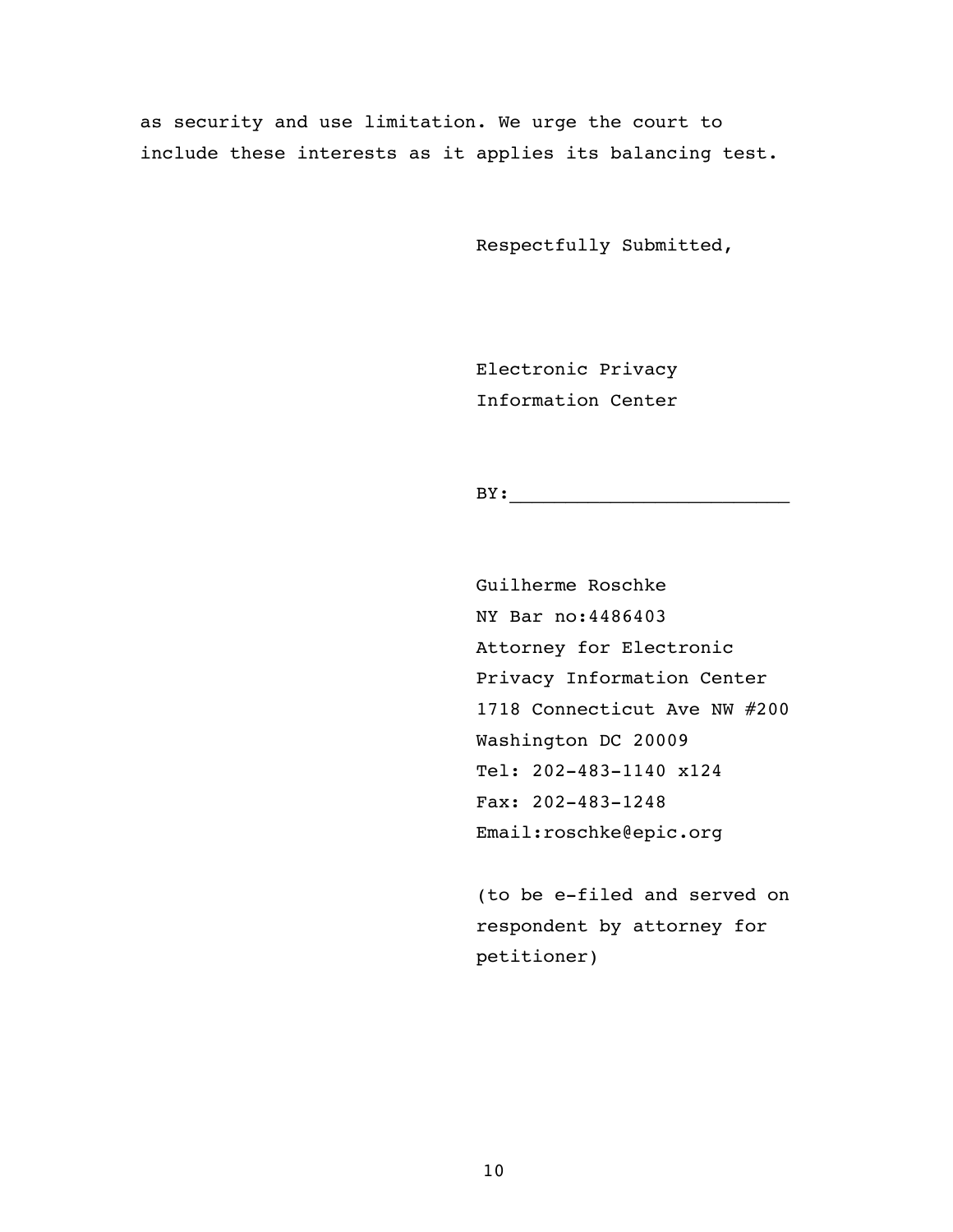as security and use limitation. We urge the court to include these interests as it applies its balancing test.

Respectfully Submitted,

Electronic Privacy
Information Center

BY:_________________________

Guilherme Roschke
NY Bar no:4486403
Attorney for Electronic
Privacy Information Center
1718 Connecticut Ave NW #200
Washington DC 20009
Tel: 202-483-1140 x124
Fax: 202-483-1248
Email:roschke@epic.org

(to be e-filed and served on respondent by attorney for petitioner)